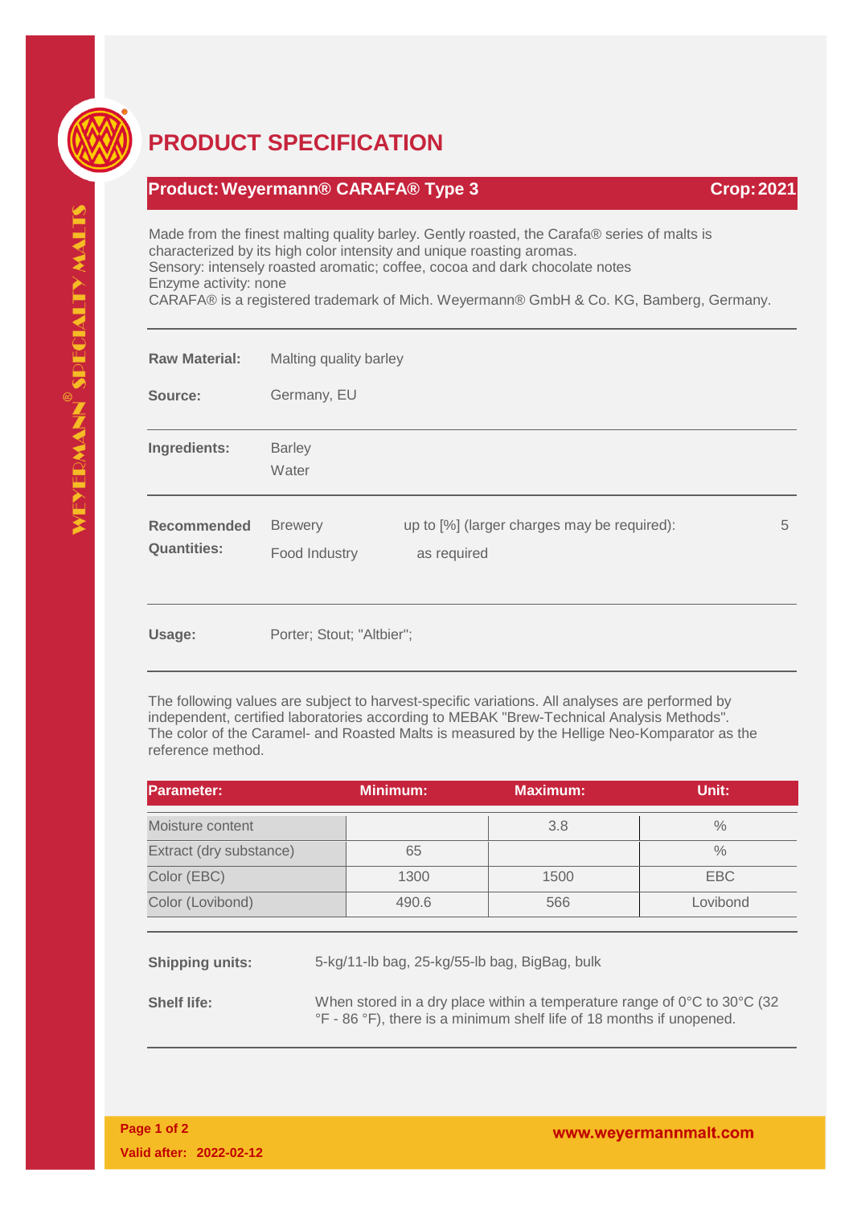# PRODUCT SPECIFICATION

**Product: Weyermann® CARAFA® Type 3** **Crop: 2021**

Made from the finest malting quality barley. Gently roasted, the Carafa® series of malts is characterized by its high color intensity and unique roasting aromas.
Sensory: intensely roasted aromatic; coffee, cocoa and dark chocolate notes
Enzyme activity: none
CARAFA® is a registered trademark of Mich. Weyermann® GmbH & Co. KG, Bamberg, Germany.

**Raw Material:** Malting quality barley

**Source:** Germany, EU

**Ingredients:** Barley
Water

**Recommended Quantities:**

| | | |
|---|---|---|
| Brewery | up to [%] (larger charges may be required): | 5 |
| Food Industry | as required | |

**Usage:** Porter; Stout; "Altbier";

The following values are subject to harvest-specific variations. All analyses are performed by independent, certified laboratories according to MEBAK "Brew-Technical Analysis Methods". The color of the Caramel- and Roasted Malts is measured by the Hellige Neo-Komparator as the reference method.

| Parameter: | Minimum: | Maximum: | Unit: |
|---|---|---|---|
| Moisture content | | 3.8 | % |
| Extract (dry substance) | 65 | | % |
| Color (EBC) | 1300 | 1500 | EBC |
| Color (Lovibond) | 490.6 | 566 | Lovibond |

**Shipping units:** 5-kg/11-lb bag, 25-kg/55-lb bag, BigBag, bulk

**Shelf life:** When stored in a dry place within a temperature range of 0°C to 30°C (32 °F - 86 °F), there is a minimum shelf life of 18 months if unopened.

Valid after: 2022-02-12

www.weyermannmalt.com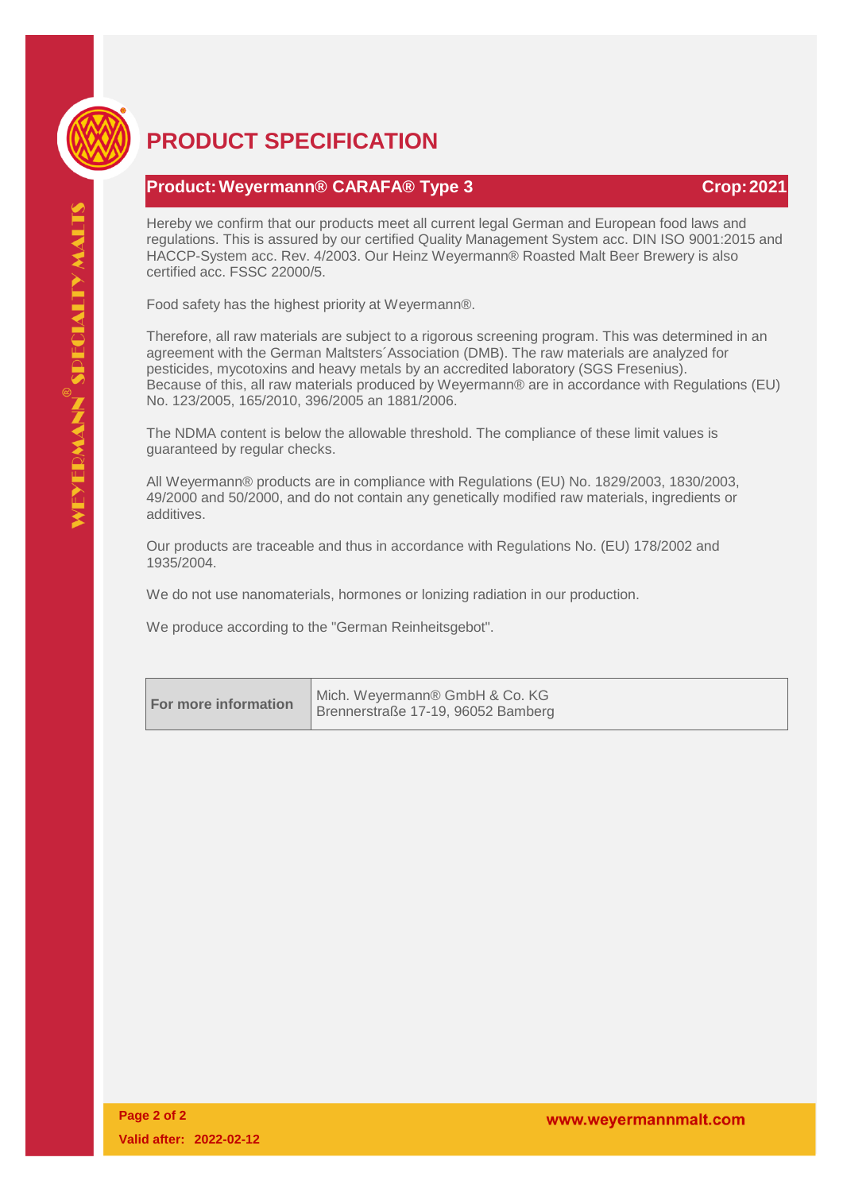# PRODUCT SPECIFICATION

**Product: Weyermann® CARAFA® Type 3** **Crop: 2021**

Hereby we confirm that our products meet all current legal German and European food laws and regulations. This is assured by our certified Quality Management System acc. DIN ISO 9001:2015 and HACCP-System acc. Rev. 4/2003. Our Heinz Weyermann® Roasted Malt Beer Brewery is also certified acc. FSSC 22000/5.

Food safety has the highest priority at Weyermann®.

Therefore, all raw materials are subject to a rigorous screening program. This was determined in an agreement with the German Maltsters´Association (DMB). The raw materials are analyzed for pesticides, mycotoxins and heavy metals by an accredited laboratory (SGS Fresenius). Because of this, all raw materials produced by Weyermann® are in accordance with Regulations (EU) No. 123/2005, 165/2010, 396/2005 an 1881/2006.

The NDMA content is below the allowable threshold. The compliance of these limit values is guaranteed by regular checks.

All Weyermann® products are in compliance with Regulations (EU) No. 1829/2003, 1830/2003, 49/2000 and 50/2000, and do not contain any genetically modified raw materials, ingredients or additives.

Our products are traceable and thus in accordance with Regulations No. (EU) 178/2002 and 1935/2004.

We do not use nanomaterials, hormones or Ionizing radiation in our production.

We produce according to the "German Reinheitsgebot".

| | |
|---|---|
| **For more information** | Mich. Weyermann® GmbH & Co. KG<br>Brennerstraße 17-19, 96052 Bamberg |

**Valid after: 2022-02-12**

**www.weyermannmalt.com**